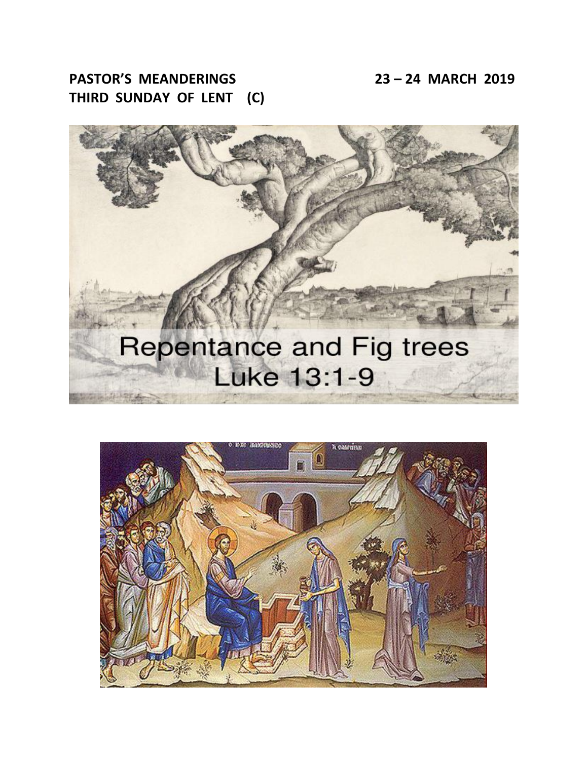**PASTOR'S MEANDERINGS** **23 – 24 MARCH 2019**

**THIRD SUNDAY OF LENT (C)**

Repentance and Fig trees
Luke 13:1-9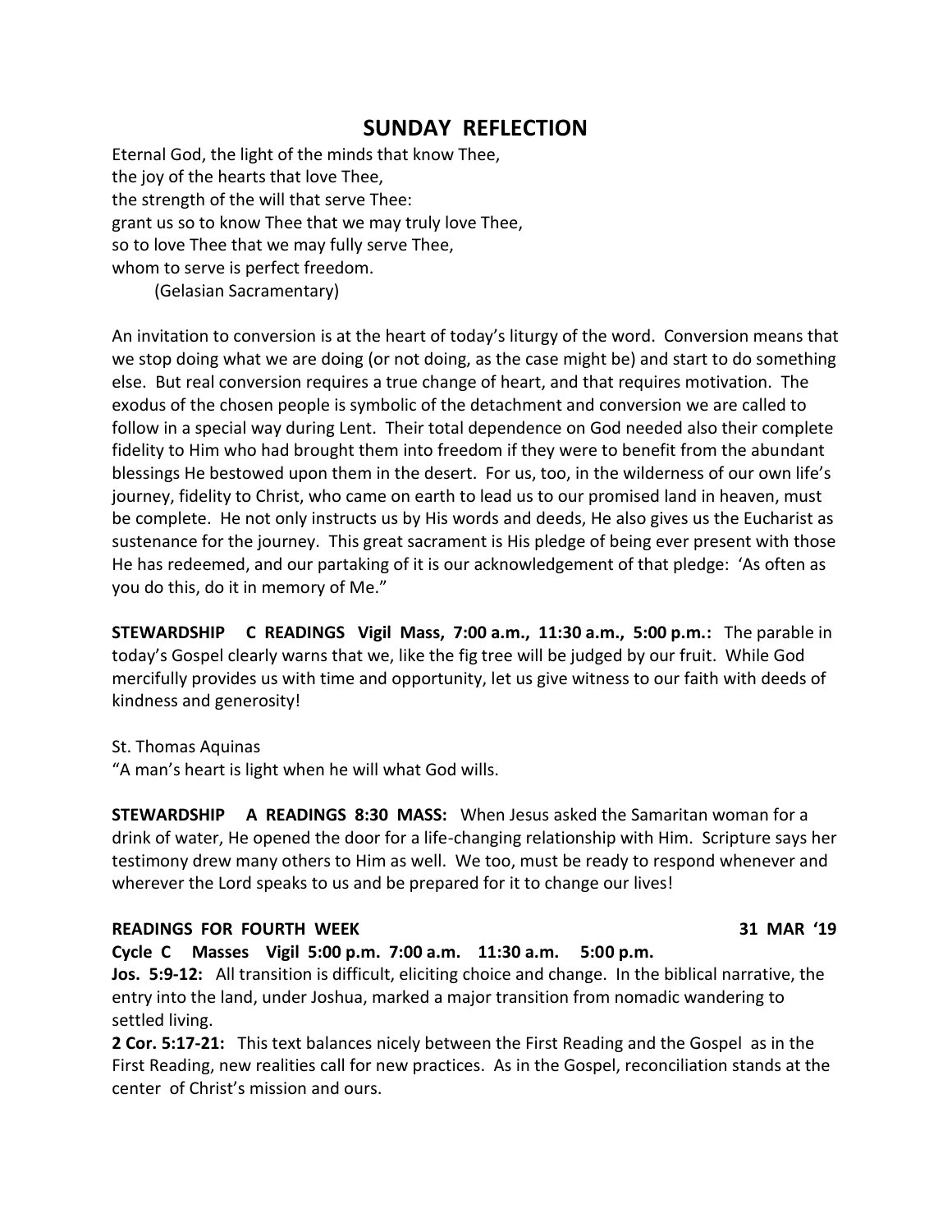# SUNDAY REFLECTION

Eternal God, the light of the minds that know Thee,
the joy of the hearts that love Thee,
the strength of the will that serve Thee:
grant us so to know Thee that we may truly love Thee,
so to love Thee that we may fully serve Thee,
whom to serve is perfect freedom.
(Gelasian Sacramentary)

An invitation to conversion is at the heart of today's liturgy of the word. Conversion means that we stop doing what we are doing (or not doing, as the case might be) and start to do something else. But real conversion requires a true change of heart, and that requires motivation. The exodus of the chosen people is symbolic of the detachment and conversion we are called to follow in a special way during Lent. Their total dependence on God needed also their complete fidelity to Him who had brought them into freedom if they were to benefit from the abundant blessings He bestowed upon them in the desert. For us, too, in the wilderness of our own life's journey, fidelity to Christ, who came on earth to lead us to our promised land in heaven, must be complete. He not only instructs us by His words and deeds, He also gives us the Eucharist as sustenance for the journey. This great sacrament is His pledge of being ever present with those He has redeemed, and our partaking of it is our acknowledgement of that pledge: 'As often as you do this, do it in memory of Me."

**STEWARDSHIP C READINGS Vigil Mass, 7:00 a.m., 11:30 a.m., 5:00 p.m.:** The parable in today's Gospel clearly warns that we, like the fig tree will be judged by our fruit. While God mercifully provides us with time and opportunity, let us give witness to our faith with deeds of kindness and generosity!

St. Thomas Aquinas
"A man's heart is light when he will what God wills.

**STEWARDSHIP A READINGS 8:30 MASS:** When Jesus asked the Samaritan woman for a drink of water, He opened the door for a life-changing relationship with Him. Scripture says her testimony drew many others to Him as well. We too, must be ready to respond whenever and wherever the Lord speaks to us and be prepared for it to change our lives!

**READINGS FOR FOURTH WEEK 31 MAR '19**

**Cycle C Masses Vigil 5:00 p.m. 7:00 a.m. 11:30 a.m. 5:00 p.m.**

**Jos. 5:9-12:** All transition is difficult, eliciting choice and change. In the biblical narrative, the entry into the land, under Joshua, marked a major transition from nomadic wandering to settled living.

**2 Cor. 5:17-21:** This text balances nicely between the First Reading and the Gospel as in the First Reading, new realities call for new practices. As in the Gospel, reconciliation stands at the center of Christ's mission and ours.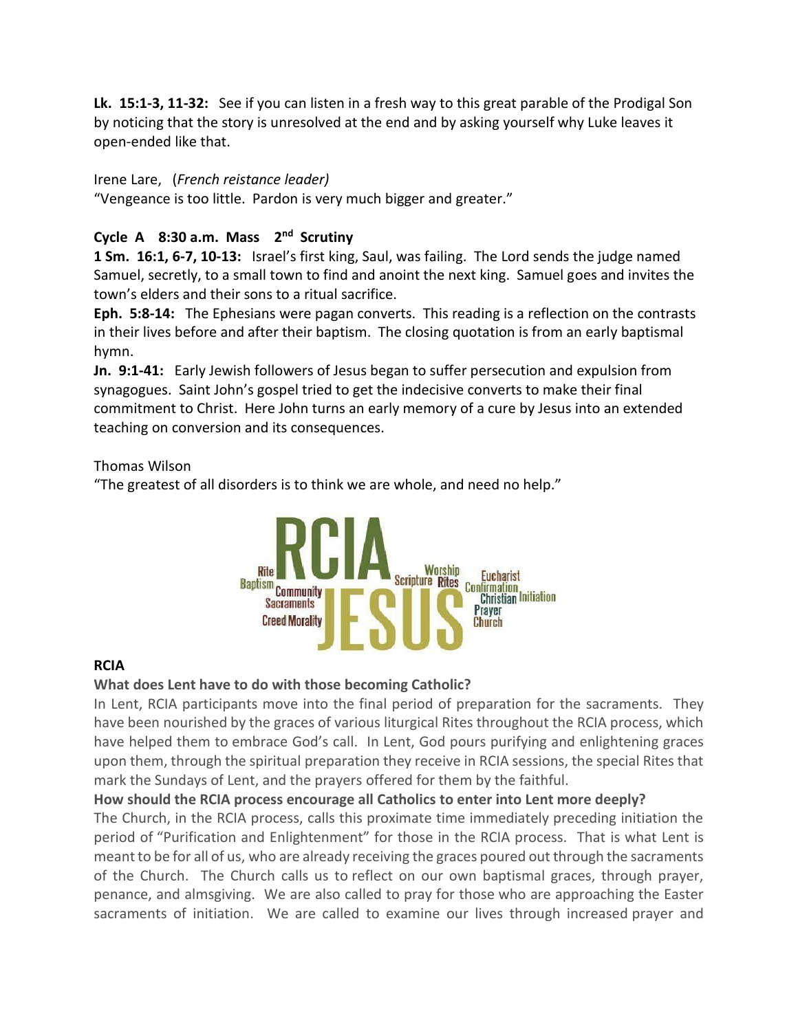**Lk. 15:1-3, 11-32:** See if you can listen in a fresh way to this great parable of the Prodigal Son by noticing that the story is unresolved at the end and by asking yourself why Luke leaves it open-ended like that.

Irene Lare, (*French reistance leader)*
"Vengeance is too little. Pardon is very much bigger and greater."

**Cycle A 8:30 a.m. Mass 2nd Scrutiny**

**1 Sm. 16:1, 6-7, 10-13:** Israel's first king, Saul, was failing. The Lord sends the judge named Samuel, secretly, to a small town to find and anoint the next king. Samuel goes and invites the town's elders and their sons to a ritual sacrifice.

**Eph. 5:8-14:** The Ephesians were pagan converts. This reading is a reflection on the contrasts in their lives before and after their baptism. The closing quotation is from an early baptismal hymn.

**Jn. 9:1-41:** Early Jewish followers of Jesus began to suffer persecution and expulsion from synagogues. Saint John's gospel tried to get the indecisive converts to make their final commitment to Christ. Here John turns an early memory of a cure by Jesus into an extended teaching on conversion and its consequences.

Thomas Wilson
"The greatest of all disorders is to think we are whole, and need no help."

**RCIA**

**What does Lent have to do with those becoming Catholic?**

In Lent, RCIA participants move into the final period of preparation for the sacraments. They have been nourished by the graces of various liturgical Rites throughout the RCIA process, which have helped them to embrace God's call. In Lent, God pours purifying and enlightening graces upon them, through the spiritual preparation they receive in RCIA sessions, the special Rites that mark the Sundays of Lent, and the prayers offered for them by the faithful.

**How should the RCIA process encourage all Catholics to enter into Lent more deeply?**

The Church, in the RCIA process, calls this proximate time immediately preceding initiation the period of "Purification and Enlightenment" for those in the RCIA process. That is what Lent is meant to be for all of us, who are already receiving the graces poured out through the sacraments of the Church. The Church calls us to reflect on our own baptismal graces, through prayer, penance, and almsgiving. We are also called to pray for those who are approaching the Easter sacraments of initiation. We are called to examine our lives through increased prayer and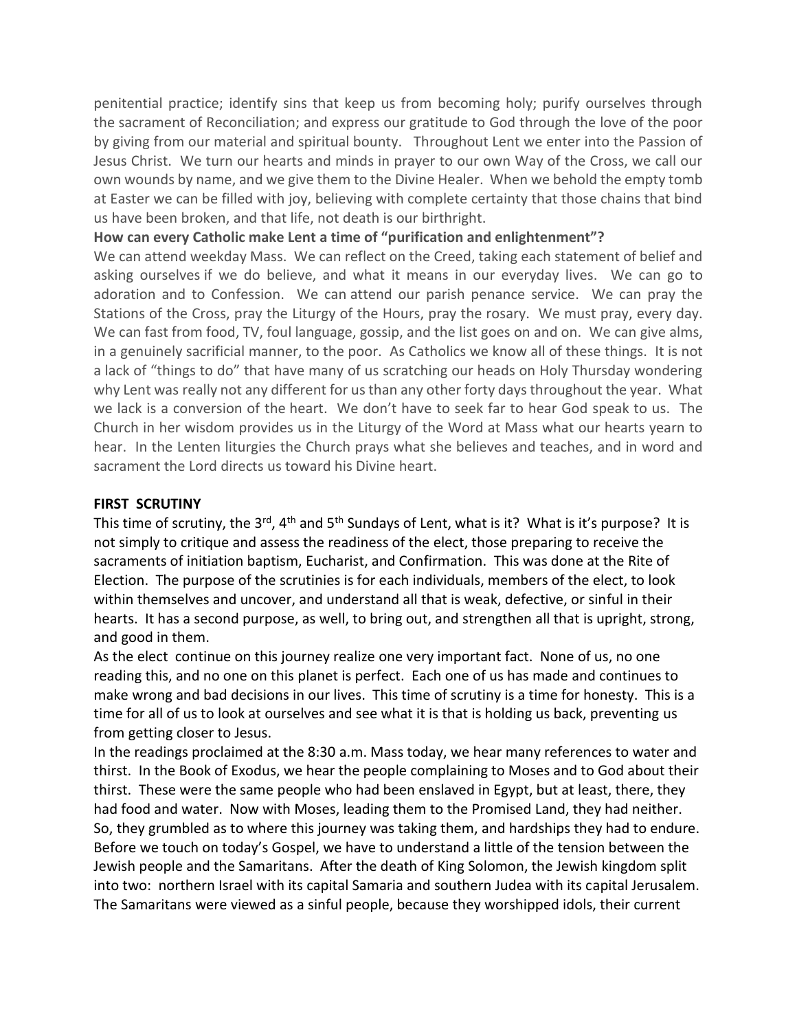penitential practice; identify sins that keep us from becoming holy; purify ourselves through the sacrament of Reconciliation; and express our gratitude to God through the love of the poor by giving from our material and spiritual bounty. Throughout Lent we enter into the Passion of Jesus Christ. We turn our hearts and minds in prayer to our own Way of the Cross, we call our own wounds by name, and we give them to the Divine Healer. When we behold the empty tomb at Easter we can be filled with joy, believing with complete certainty that those chains that bind us have been broken, and that life, not death is our birthright.

**How can every Catholic make Lent a time of "purification and enlightenment"?**

We can attend weekday Mass. We can reflect on the Creed, taking each statement of belief and asking ourselves if we do believe, and what it means in our everyday lives. We can go to adoration and to Confession. We can attend our parish penance service. We can pray the Stations of the Cross, pray the Liturgy of the Hours, pray the rosary. We must pray, every day. We can fast from food, TV, foul language, gossip, and the list goes on and on. We can give alms, in a genuinely sacrificial manner, to the poor. As Catholics we know all of these things. It is not a lack of "things to do" that have many of us scratching our heads on Holy Thursday wondering why Lent was really not any different for us than any other forty days throughout the year. What we lack is a conversion of the heart. We don't have to seek far to hear God speak to us. The Church in her wisdom provides us in the Liturgy of the Word at Mass what our hearts yearn to hear. In the Lenten liturgies the Church prays what she believes and teaches, and in word and sacrament the Lord directs us toward his Divine heart.

**FIRST SCRUTINY**

This time of scrutiny, the 3rd, 4th and 5th Sundays of Lent, what is it? What is it's purpose? It is not simply to critique and assess the readiness of the elect, those preparing to receive the sacraments of initiation baptism, Eucharist, and Confirmation. This was done at the Rite of Election. The purpose of the scrutinies is for each individuals, members of the elect, to look within themselves and uncover, and understand all that is weak, defective, or sinful in their hearts. It has a second purpose, as well, to bring out, and strengthen all that is upright, strong, and good in them.

As the elect continue on this journey realize one very important fact. None of us, no one reading this, and no one on this planet is perfect. Each one of us has made and continues to make wrong and bad decisions in our lives. This time of scrutiny is a time for honesty. This is a time for all of us to look at ourselves and see what it is that is holding us back, preventing us from getting closer to Jesus.

In the readings proclaimed at the 8:30 a.m. Mass today, we hear many references to water and thirst. In the Book of Exodus, we hear the people complaining to Moses and to God about their thirst. These were the same people who had been enslaved in Egypt, but at least, there, they had food and water. Now with Moses, leading them to the Promised Land, they had neither. So, they grumbled as to where this journey was taking them, and hardships they had to endure. Before we touch on today's Gospel, we have to understand a little of the tension between the Jewish people and the Samaritans. After the death of King Solomon, the Jewish kingdom split into two: northern Israel with its capital Samaria and southern Judea with its capital Jerusalem. The Samaritans were viewed as a sinful people, because they worshipped idols, their current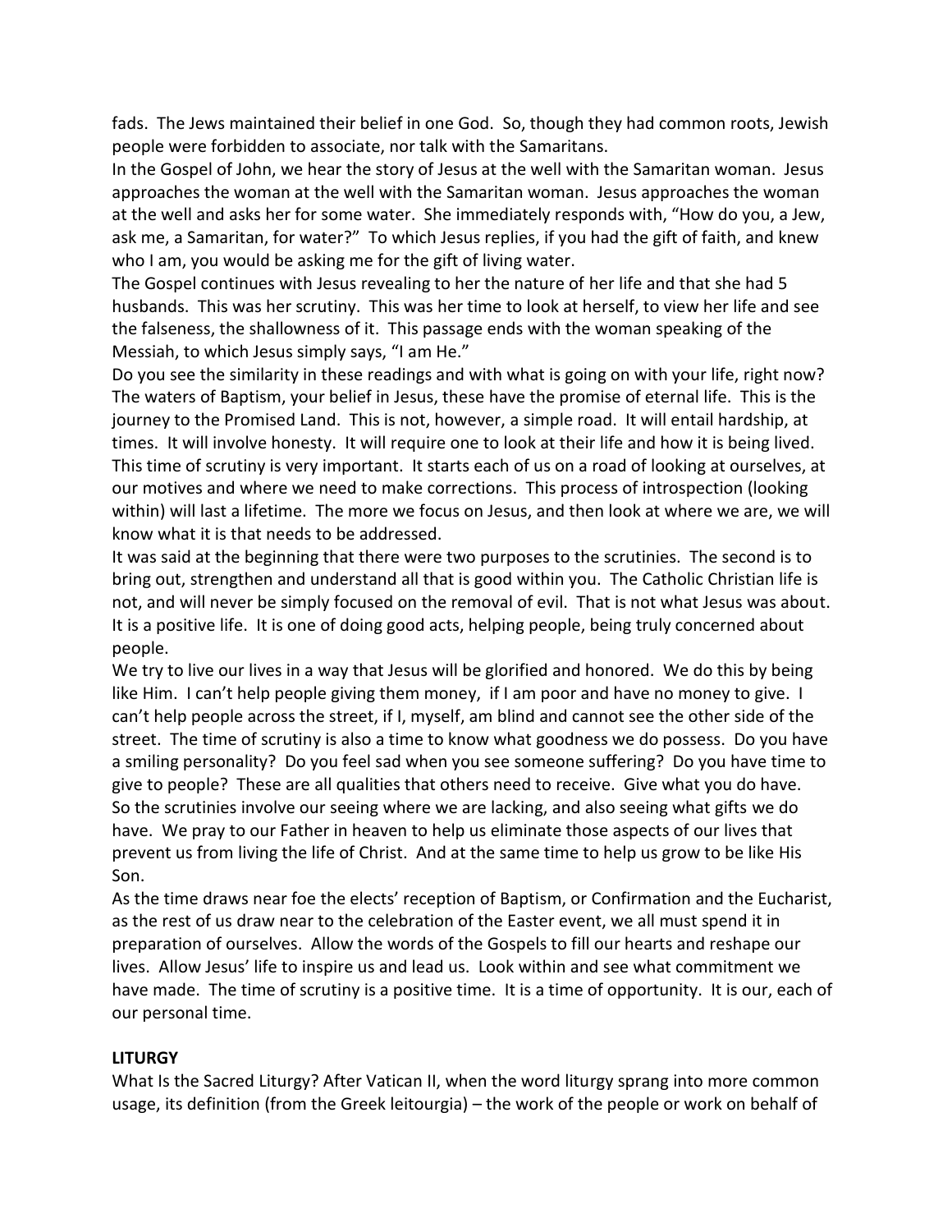fads. The Jews maintained their belief in one God. So, though they had common roots, Jewish people were forbidden to associate, nor talk with the Samaritans.

In the Gospel of John, we hear the story of Jesus at the well with the Samaritan woman. Jesus approaches the woman at the well with the Samaritan woman. Jesus approaches the woman at the well and asks her for some water. She immediately responds with, "How do you, a Jew, ask me, a Samaritan, for water?" To which Jesus replies, if you had the gift of faith, and knew who I am, you would be asking me for the gift of living water.

The Gospel continues with Jesus revealing to her the nature of her life and that she had 5 husbands. This was her scrutiny. This was her time to look at herself, to view her life and see the falseness, the shallowness of it. This passage ends with the woman speaking of the Messiah, to which Jesus simply says, "I am He."

Do you see the similarity in these readings and with what is going on with your life, right now? The waters of Baptism, your belief in Jesus, these have the promise of eternal life. This is the journey to the Promised Land. This is not, however, a simple road. It will entail hardship, at times. It will involve honesty. It will require one to look at their life and how it is being lived. This time of scrutiny is very important. It starts each of us on a road of looking at ourselves, at our motives and where we need to make corrections. This process of introspection (looking within) will last a lifetime. The more we focus on Jesus, and then look at where we are, we will know what it is that needs to be addressed.

It was said at the beginning that there were two purposes to the scrutinies. The second is to bring out, strengthen and understand all that is good within you. The Catholic Christian life is not, and will never be simply focused on the removal of evil. That is not what Jesus was about. It is a positive life. It is one of doing good acts, helping people, being truly concerned about people.

We try to live our lives in a way that Jesus will be glorified and honored. We do this by being like Him. I can't help people giving them money, if I am poor and have no money to give. I can't help people across the street, if I, myself, am blind and cannot see the other side of the street. The time of scrutiny is also a time to know what goodness we do possess. Do you have a smiling personality? Do you feel sad when you see someone suffering? Do you have time to give to people? These are all qualities that others need to receive. Give what you do have. So the scrutinies involve our seeing where we are lacking, and also seeing what gifts we do have. We pray to our Father in heaven to help us eliminate those aspects of our lives that prevent us from living the life of Christ. And at the same time to help us grow to be like His Son.

As the time draws near foe the elects' reception of Baptism, or Confirmation and the Eucharist, as the rest of us draw near to the celebration of the Easter event, we all must spend it in preparation of ourselves. Allow the words of the Gospels to fill our hearts and reshape our lives. Allow Jesus' life to inspire us and lead us. Look within and see what commitment we have made. The time of scrutiny is a positive time. It is a time of opportunity. It is our, each of our personal time.

**LITURGY**

What Is the Sacred Liturgy? After Vatican II, when the word liturgy sprang into more common usage, its definition (from the Greek leitourgia) – the work of the people or work on behalf of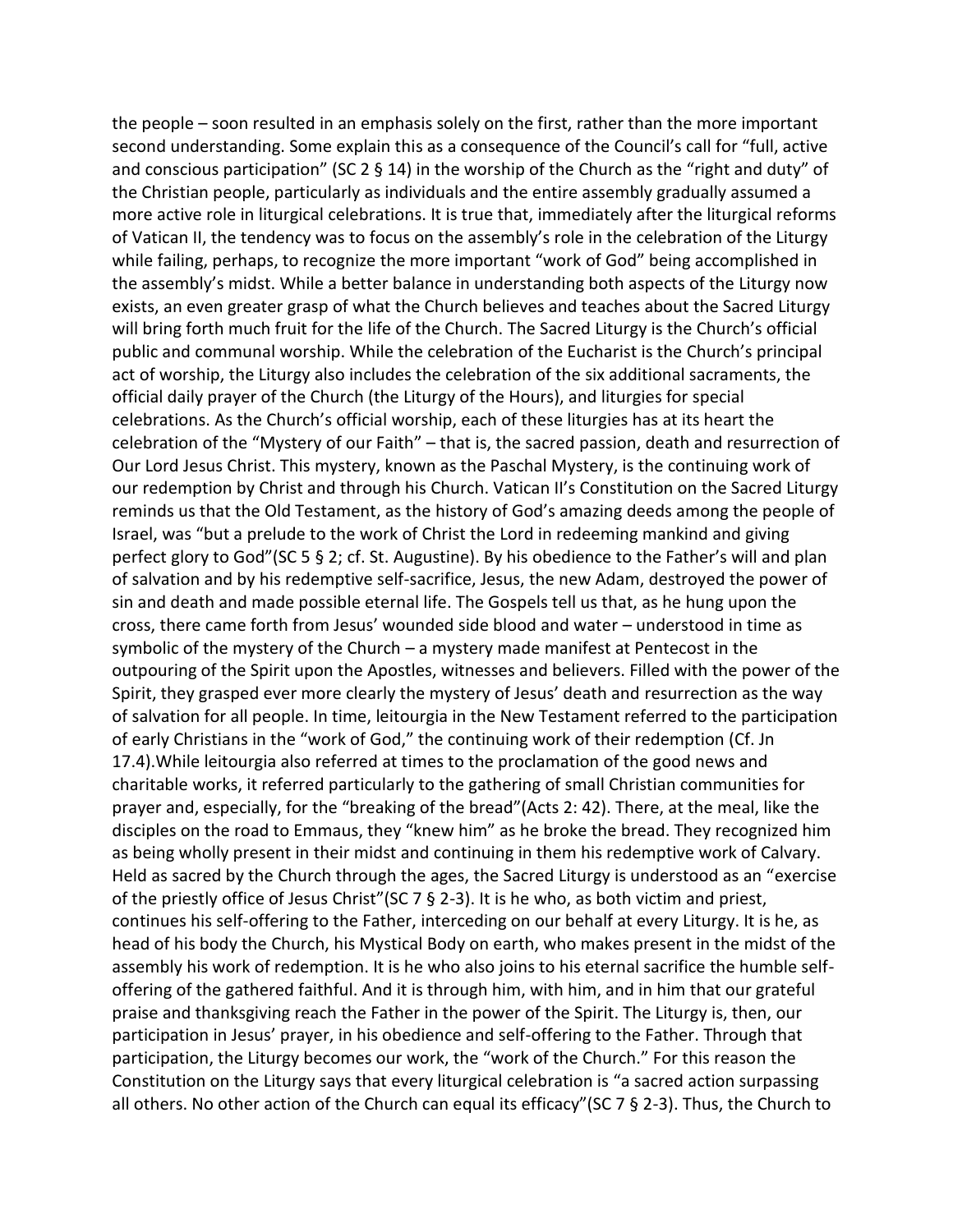the people – soon resulted in an emphasis solely on the first, rather than the more important second understanding. Some explain this as a consequence of the Council's call for "full, active and conscious participation" (SC 2 § 14) in the worship of the Church as the "right and duty" of the Christian people, particularly as individuals and the entire assembly gradually assumed a more active role in liturgical celebrations. It is true that, immediately after the liturgical reforms of Vatican II, the tendency was to focus on the assembly's role in the celebration of the Liturgy while failing, perhaps, to recognize the more important "work of God" being accomplished in the assembly's midst. While a better balance in understanding both aspects of the Liturgy now exists, an even greater grasp of what the Church believes and teaches about the Sacred Liturgy will bring forth much fruit for the life of the Church. The Sacred Liturgy is the Church's official public and communal worship. While the celebration of the Eucharist is the Church's principal act of worship, the Liturgy also includes the celebration of the six additional sacraments, the official daily prayer of the Church (the Liturgy of the Hours), and liturgies for special celebrations. As the Church's official worship, each of these liturgies has at its heart the celebration of the "Mystery of our Faith" – that is, the sacred passion, death and resurrection of Our Lord Jesus Christ. This mystery, known as the Paschal Mystery, is the continuing work of our redemption by Christ and through his Church. Vatican II's Constitution on the Sacred Liturgy reminds us that the Old Testament, as the history of God's amazing deeds among the people of Israel, was "but a prelude to the work of Christ the Lord in redeeming mankind and giving perfect glory to God"(SC 5 § 2; cf. St. Augustine). By his obedience to the Father's will and plan of salvation and by his redemptive self-sacrifice, Jesus, the new Adam, destroyed the power of sin and death and made possible eternal life. The Gospels tell us that, as he hung upon the cross, there came forth from Jesus' wounded side blood and water – understood in time as symbolic of the mystery of the Church – a mystery made manifest at Pentecost in the outpouring of the Spirit upon the Apostles, witnesses and believers. Filled with the power of the Spirit, they grasped ever more clearly the mystery of Jesus' death and resurrection as the way of salvation for all people. In time, leitourgia in the New Testament referred to the participation of early Christians in the "work of God," the continuing work of their redemption (Cf. Jn 17.4).While leitourgia also referred at times to the proclamation of the good news and charitable works, it referred particularly to the gathering of small Christian communities for prayer and, especially, for the "breaking of the bread"(Acts 2: 42). There, at the meal, like the disciples on the road to Emmaus, they "knew him" as he broke the bread. They recognized him as being wholly present in their midst and continuing in them his redemptive work of Calvary. Held as sacred by the Church through the ages, the Sacred Liturgy is understood as an "exercise of the priestly office of Jesus Christ"(SC 7 § 2-3). It is he who, as both victim and priest, continues his self-offering to the Father, interceding on our behalf at every Liturgy. It is he, as head of his body the Church, his Mystical Body on earth, who makes present in the midst of the assembly his work of redemption. It is he who also joins to his eternal sacrifice the humble self-offering of the gathered faithful. And it is through him, with him, and in him that our grateful praise and thanksgiving reach the Father in the power of the Spirit. The Liturgy is, then, our participation in Jesus' prayer, in his obedience and self-offering to the Father. Through that participation, the Liturgy becomes our work, the "work of the Church." For this reason the Constitution on the Liturgy says that every liturgical celebration is "a sacred action surpassing all others. No other action of the Church can equal its efficacy"(SC 7 § 2-3). Thus, the Church to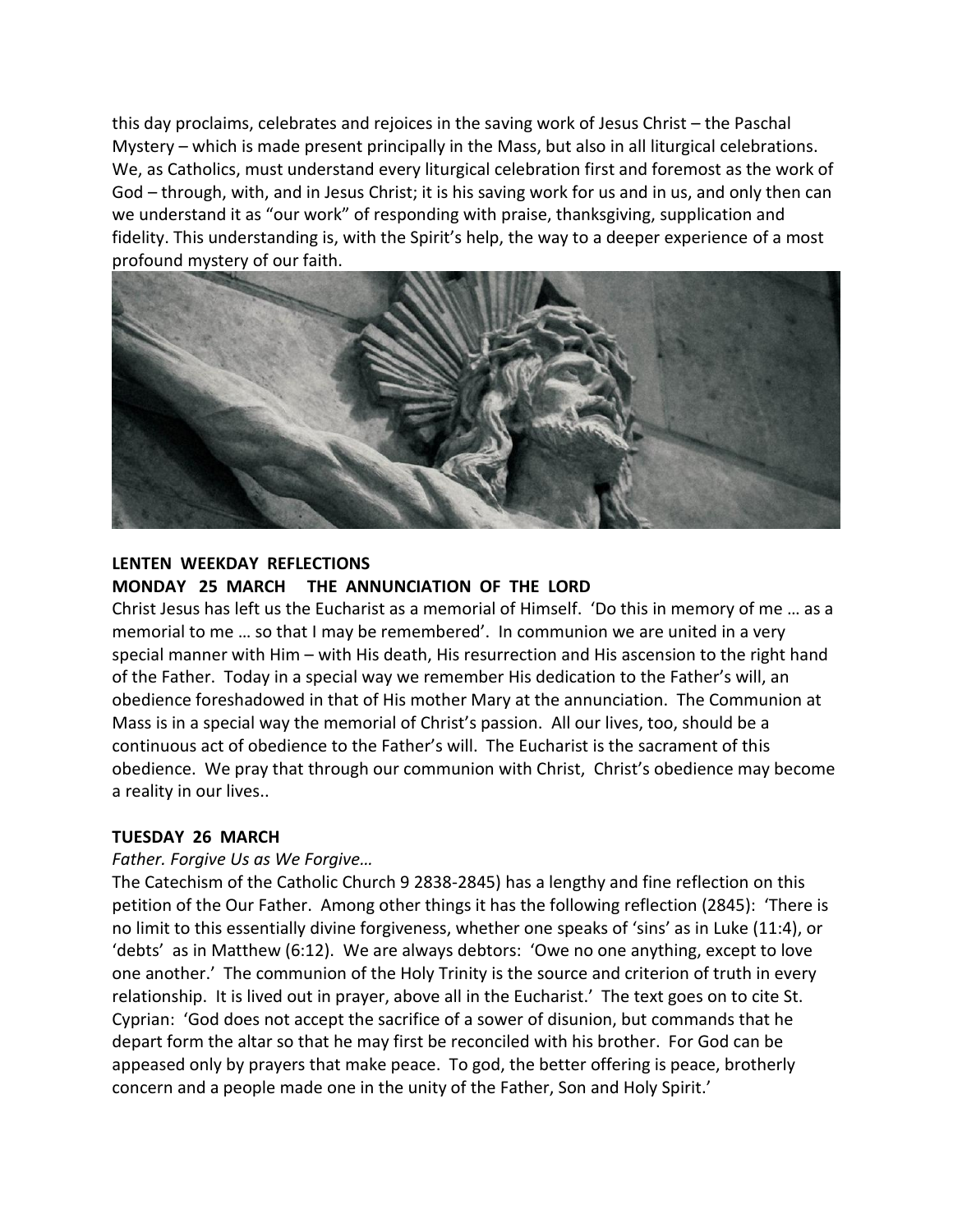this day proclaims, celebrates and rejoices in the saving work of Jesus Christ – the Paschal Mystery – which is made present principally in the Mass, but also in all liturgical celebrations. We, as Catholics, must understand every liturgical celebration first and foremost as the work of God – through, with, and in Jesus Christ; it is his saving work for us and in us, and only then can we understand it as "our work" of responding with praise, thanksgiving, supplication and fidelity. This understanding is, with the Spirit's help, the way to a deeper experience of a most profound mystery of our faith.

**LENTEN WEEKDAY REFLECTIONS**

**MONDAY 25 MARCH THE ANNUNCIATION OF THE LORD**

Christ Jesus has left us the Eucharist as a memorial of Himself. 'Do this in memory of me … as a memorial to me … so that I may be remembered'. In communion we are united in a very special manner with Him – with His death, His resurrection and His ascension to the right hand of the Father. Today in a special way we remember His dedication to the Father's will, an obedience foreshadowed in that of His mother Mary at the annunciation. The Communion at Mass is in a special way the memorial of Christ's passion. All our lives, too, should be a continuous act of obedience to the Father's will. The Eucharist is the sacrament of this obedience. We pray that through our communion with Christ, Christ's obedience may become a reality in our lives..

**TUESDAY 26 MARCH**

*Father. Forgive Us as We Forgive…*

The Catechism of the Catholic Church 9 2838-2845) has a lengthy and fine reflection on this petition of the Our Father. Among other things it has the following reflection (2845): 'There is no limit to this essentially divine forgiveness, whether one speaks of 'sins' as in Luke (11:4), or 'debts' as in Matthew (6:12). We are always debtors: 'Owe no one anything, except to love one another.' The communion of the Holy Trinity is the source and criterion of truth in every relationship. It is lived out in prayer, above all in the Eucharist.' The text goes on to cite St. Cyprian: 'God does not accept the sacrifice of a sower of disunion, but commands that he depart form the altar so that he may first be reconciled with his brother. For God can be appeased only by prayers that make peace. To god, the better offering is peace, brotherly concern and a people made one in the unity of the Father, Son and Holy Spirit.'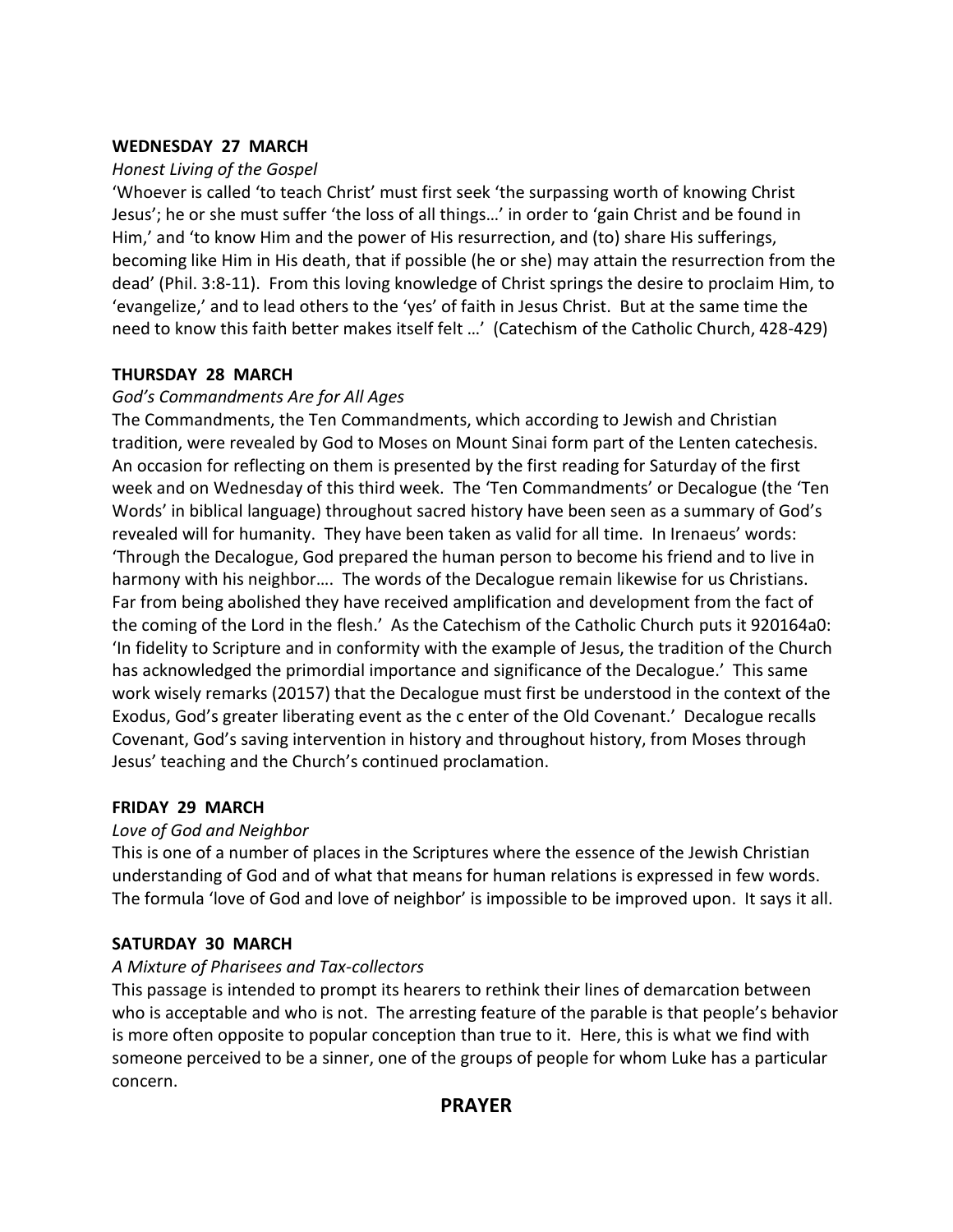**WEDNESDAY 27 MARCH**

*Honest Living of the Gospel*

'Whoever is called 'to teach Christ' must first seek 'the surpassing worth of knowing Christ Jesus'; he or she must suffer 'the loss of all things…' in order to 'gain Christ and be found in Him,' and 'to know Him and the power of His resurrection, and (to) share His sufferings, becoming like Him in His death, that if possible (he or she) may attain the resurrection from the dead' (Phil. 3:8-11). From this loving knowledge of Christ springs the desire to proclaim Him, to 'evangelize,' and to lead others to the 'yes' of faith in Jesus Christ. But at the same time the need to know this faith better makes itself felt …' (Catechism of the Catholic Church, 428-429)

**THURSDAY 28 MARCH**

*God's Commandments Are for All Ages*

The Commandments, the Ten Commandments, which according to Jewish and Christian tradition, were revealed by God to Moses on Mount Sinai form part of the Lenten catechesis. An occasion for reflecting on them is presented by the first reading for Saturday of the first week and on Wednesday of this third week. The 'Ten Commandments' or Decalogue (the 'Ten Words' in biblical language) throughout sacred history have been seen as a summary of God's revealed will for humanity. They have been taken as valid for all time. In Irenaeus' words: 'Through the Decalogue, God prepared the human person to become his friend and to live in harmony with his neighbor…. The words of the Decalogue remain likewise for us Christians. Far from being abolished they have received amplification and development from the fact of the coming of the Lord in the flesh.' As the Catechism of the Catholic Church puts it 920164a0: 'In fidelity to Scripture and in conformity with the example of Jesus, the tradition of the Church has acknowledged the primordial importance and significance of the Decalogue.' This same work wisely remarks (20157) that the Decalogue must first be understood in the context of the Exodus, God's greater liberating event as the c enter of the Old Covenant.' Decalogue recalls Covenant, God's saving intervention in history and throughout history, from Moses through Jesus' teaching and the Church's continued proclamation.

**FRIDAY 29 MARCH**

*Love of God and Neighbor*

This is one of a number of places in the Scriptures where the essence of the Jewish Christian understanding of God and of what that means for human relations is expressed in few words. The formula 'love of God and love of neighbor' is impossible to be improved upon. It says it all.

**SATURDAY 30 MARCH**

*A Mixture of Pharisees and Tax-collectors*

This passage is intended to prompt its hearers to rethink their lines of demarcation between who is acceptable and who is not. The arresting feature of the parable is that people's behavior is more often opposite to popular conception than true to it. Here, this is what we find with someone perceived to be a sinner, one of the groups of people for whom Luke has a particular concern.

## PRAYER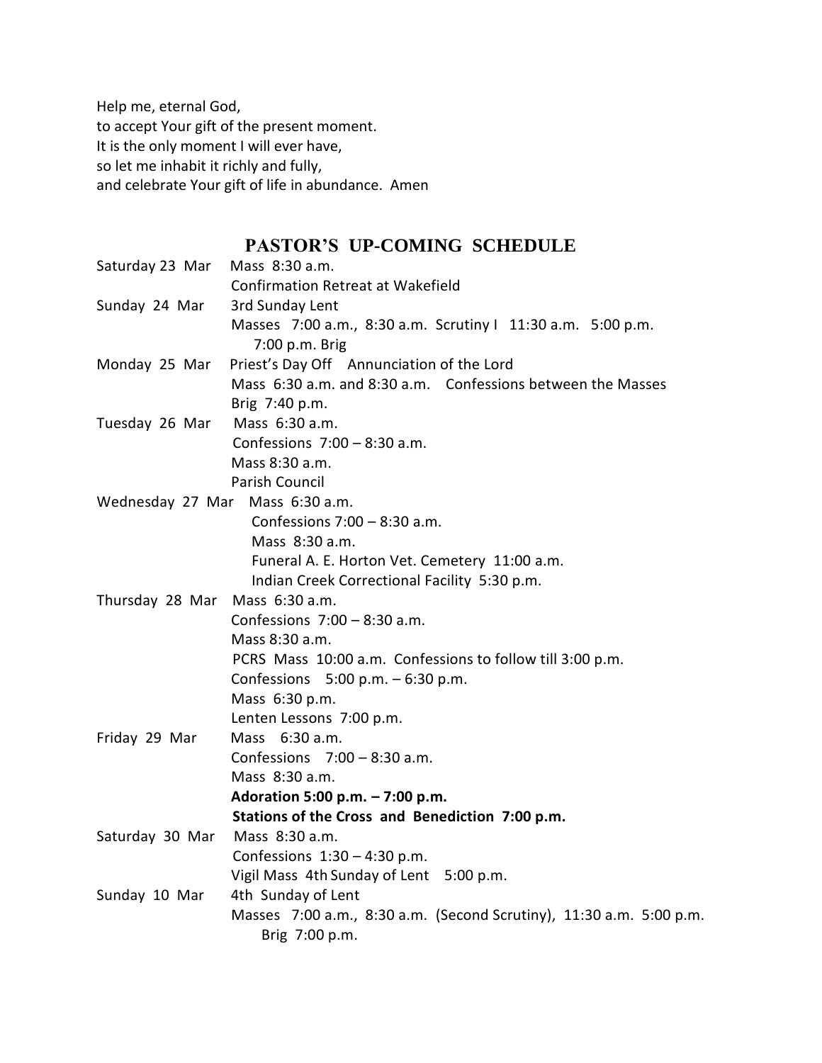Help me, eternal God,
to accept Your gift of the present moment.
It is the only moment I will ever have,
so let me inhabit it richly and fully,
and celebrate Your gift of life in abundance. Amen

## PASTOR'S UP-COMING SCHEDULE

| | |
|---|---|
| Saturday 23 Mar | Mass 8:30 a.m.<br>Confirmation Retreat at Wakefield |
| Sunday 24 Mar | 3rd Sunday Lent<br>Masses 7:00 a.m., 8:30 a.m. Scrutiny I 11:30 a.m. 5:00 p.m. 7:00 p.m. Brig |
| Monday 25 Mar | Priest's Day Off Annunciation of the Lord<br>Mass 6:30 a.m. and 8:30 a.m. Confessions between the Masses<br>Brig 7:40 p.m. |
| Tuesday 26 Mar | Mass 6:30 a.m.<br>Confessions 7:00 – 8:30 a.m.<br>Mass 8:30 a.m.<br>Parish Council |
| Wednesday 27 Mar | Mass 6:30 a.m.<br>Confessions 7:00 – 8:30 a.m.<br>Mass 8:30 a.m.<br>Funeral A. E. Horton Vet. Cemetery 11:00 a.m.<br>Indian Creek Correctional Facility 5:30 p.m. |
| Thursday 28 Mar | Mass 6:30 a.m.<br>Confessions 7:00 – 8:30 a.m.<br>Mass 8:30 a.m.<br>PCRS Mass 10:00 a.m. Confessions to follow till 3:00 p.m.<br>Confessions 5:00 p.m. – 6:30 p.m.<br>Mass 6:30 p.m.<br>Lenten Lessons 7:00 p.m. |
| Friday 29 Mar | Mass 6:30 a.m.<br>Confessions 7:00 – 8:30 a.m.<br>Mass 8:30 a.m.<br>**Adoration 5:00 p.m. – 7:00 p.m.**<br>**Stations of the Cross and Benediction 7:00 p.m.** |
| Saturday 30 Mar | Mass 8:30 a.m.<br>Confessions 1:30 – 4:30 p.m.<br>Vigil Mass 4th Sunday of Lent 5:00 p.m. |
| Sunday 10 Mar | 4th Sunday of Lent<br>Masses 7:00 a.m., 8:30 a.m. (Second Scrutiny), 11:30 a.m. 5:00 p.m. Brig 7:00 p.m. |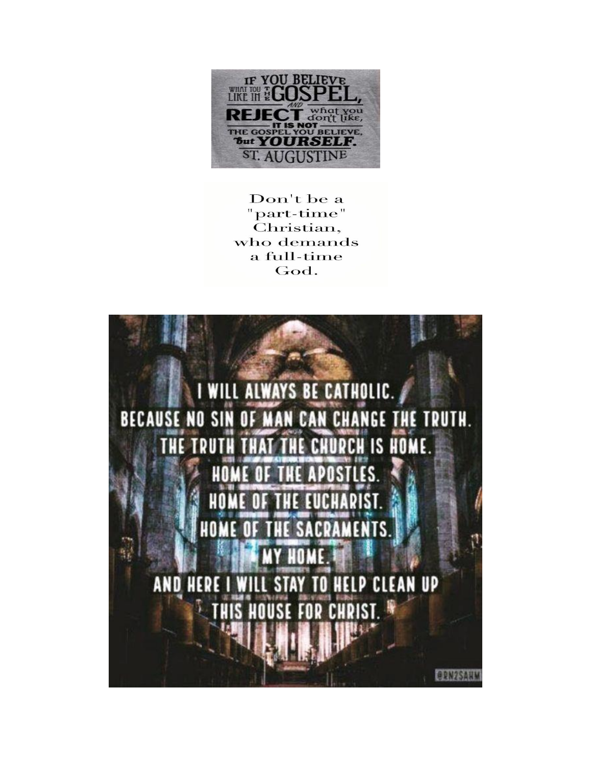IF YOU BELIEVE WHAT YOU LIKE IN THE GOSPEL, AND REJECT what you don't like, IT IS NOT THE GOSPEL YOU BELIEVE, but YOURSELF.

ST. AUGUSTINE

Don't be a "part-time" Christian, who demands a full-time God.

I WILL ALWAYS BE CATHOLIC.
BECAUSE NO SIN OF MAN CAN CHANGE THE TRUTH.
THE TRUTH THAT THE CHURCH IS HOME.
HOME OF THE APOSTLES.
HOME OF THE EUCHARIST.
HOME OF THE SACRAMENTS.
MY HOME.
AND HERE I WILL STAY TO HELP CLEAN UP THIS HOUSE FOR CHRIST.

@RN2SAHM